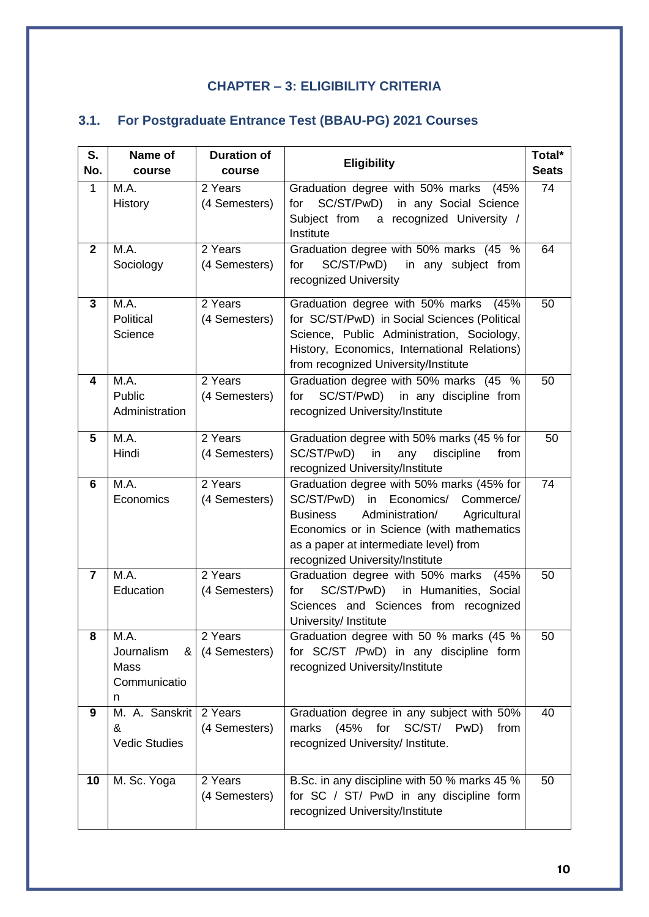# CHAPTER – 3: ELIGIBILITY CRITERIA

## 3.1. For Postgraduate Entrance Test (BBAU-PG) 2021 Courses

| S. No. | Name of course | Duration of course | Eligibility | Total* Seats |
|---|---|---|---|---|
| 1 | M.A. History | 2 Years (4 Semesters) | Graduation degree with 50% marks (45% for SC/ST/PwD) in any Social Science Subject from a recognized University / Institute | 74 |
| **2** | M.A. Sociology | 2 Years (4 Semesters) | Graduation degree with 50% marks (45 % for SC/ST/PwD) in any subject from recognized University | 64 |
| **3** | M.A. Political Science | 2 Years (4 Semesters) | Graduation degree with 50% marks (45% for SC/ST/PwD) in Social Sciences (Political Science, Public Administration, Sociology, History, Economics, International Relations) from recognized University/Institute | 50 |
| **4** | M.A. Public Administration | 2 Years (4 Semesters) | Graduation degree with 50% marks (45 % for SC/ST/PwD) in any discipline from recognized University/Institute | 50 |
| **5** | M.A. Hindi | 2 Years (4 Semesters) | Graduation degree with 50% marks (45 % for SC/ST/PwD) in any discipline from recognized University/Institute | 50 |
| **6** | M.A. Economics | 2 Years (4 Semesters) | Graduation degree with 50% marks (45% for SC/ST/PwD) in Economics/ Commerce/ Business Administration/ Agricultural Economics or in Science (with mathematics as a paper at intermediate level) from recognized University/Institute | 74 |
| **7** | M.A. Education | 2 Years (4 Semesters) | Graduation degree with 50% marks (45% for SC/ST/PwD) in Humanities, Social Sciences and Sciences from recognized University/ Institute | 50 |
| **8** | M.A. Journalism & Mass Communication | 2 Years (4 Semesters) | Graduation degree with 50 % marks (45 % for SC/ST /PwD) in any discipline form recognized University/Institute | 50 |
| **9** | M. A. Sanskrit & Vedic Studies | 2 Years (4 Semesters) | Graduation degree in any subject with 50% marks (45% for SC/ST/ PwD) from recognized University/ Institute. | 40 |
| **10** | M. Sc. Yoga | 2 Years (4 Semesters) | B.Sc. in any discipline with 50 % marks 45 % for SC / ST/ PwD in any discipline form recognized University/Institute | 50 |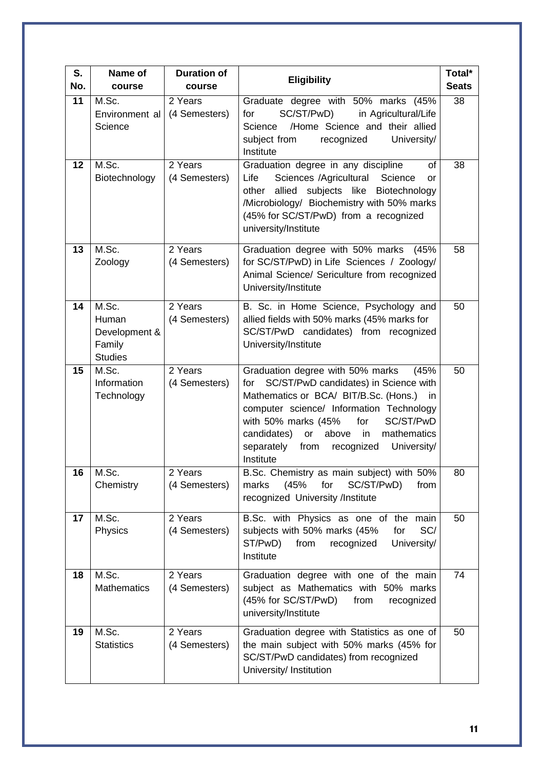| S. No. | Name of course | Duration of course | Eligibility | Total* Seats |
|---|---|---|---|---|
| 11 | M.Sc. Environment al Science | 2 Years (4 Semesters) | Graduate degree with 50% marks (45% for SC/ST/PwD) in Agricultural/Life Science /Home Science and their allied subject from recognized University/ Institute | 38 |
| 12 | M.Sc. Biotechnology | 2 Years (4 Semesters) | Graduation degree in any discipline of Life Sciences /Agricultural Science or other allied subjects like Biotechnology /Microbiology/ Biochemistry with 50% marks (45% for SC/ST/PwD) from a recognized university/Institute | 38 |
| 13 | M.Sc. Zoology | 2 Years (4 Semesters) | Graduation degree with 50% marks (45% for SC/ST/PwD) in Life Sciences / Zoology/ Animal Science/ Sericulture from recognized University/Institute | 58 |
| 14 | M.Sc. Human Development & Family Studies | 2 Years (4 Semesters) | B. Sc. in Home Science, Psychology and allied fields with 50% marks (45% marks for SC/ST/PwD candidates) from recognized University/Institute | 50 |
| 15 | M.Sc. Information Technology | 2 Years (4 Semesters) | Graduation degree with 50% marks (45% for SC/ST/PwD candidates) in Science with Mathematics or BCA/ BIT/B.Sc. (Hons.) in computer science/ Information Technology with 50% marks (45% for SC/ST/PwD candidates) or above in mathematics separately from recognized University/ Institute | 50 |
| 16 | M.Sc. Chemistry | 2 Years (4 Semesters) | B.Sc. Chemistry as main subject) with 50% marks (45% for SC/ST/PwD) from recognized University /Institute | 80 |
| 17 | M.Sc. Physics | 2 Years (4 Semesters) | B.Sc. with Physics as one of the main subjects with 50% marks (45% for SC/ ST/PwD) from recognized University/ Institute | 50 |
| 18 | M.Sc. Mathematics | 2 Years (4 Semesters) | Graduation degree with one of the main subject as Mathematics with 50% marks (45% for SC/ST/PwD) from recognized university/Institute | 74 |
| 19 | M.Sc. Statistics | 2 Years (4 Semesters) | Graduation degree with Statistics as one of the main subject with 50% marks (45% for SC/ST/PwD candidates) from recognized University/ Institution | 50 |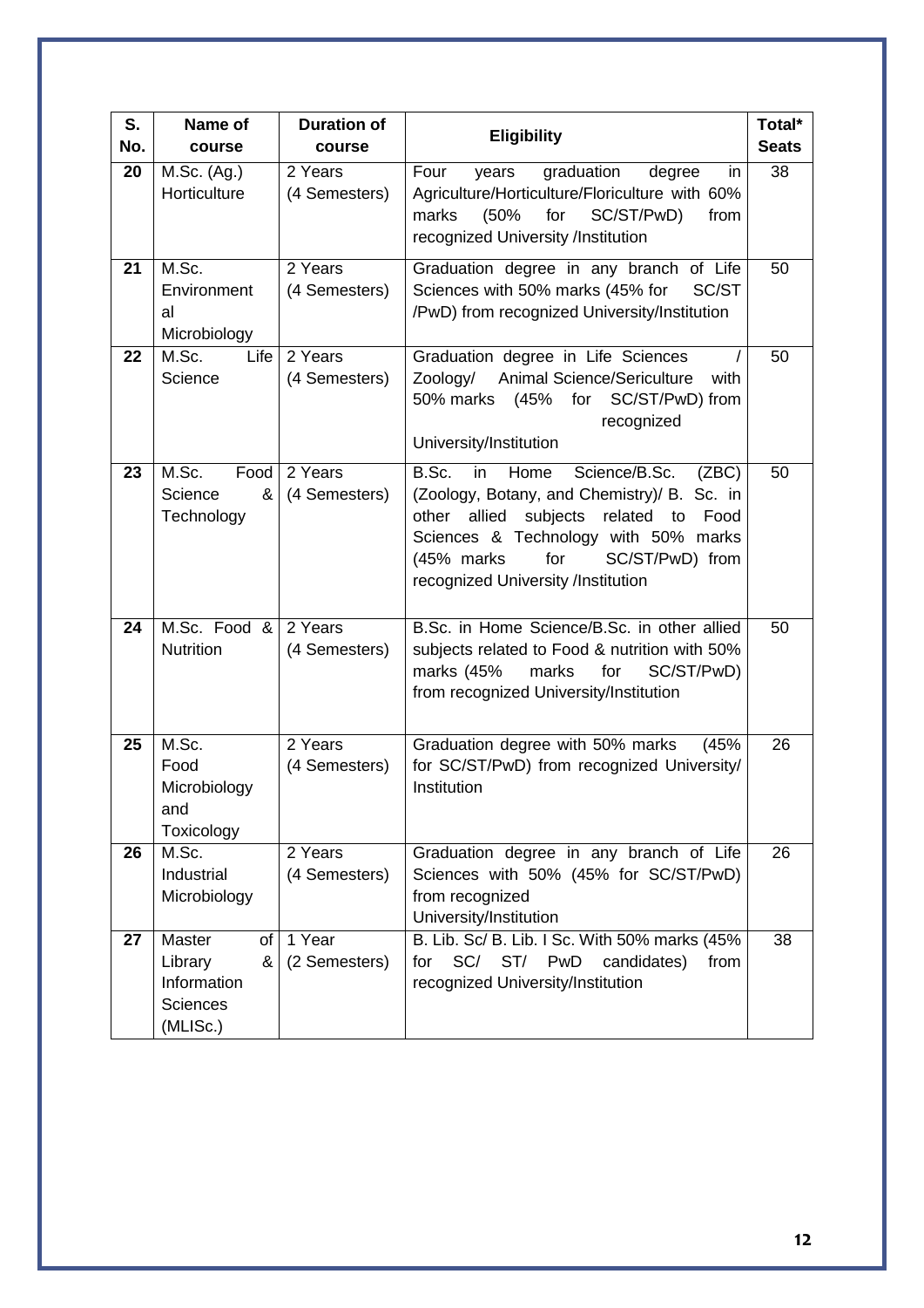| S. No. | Name of course | Duration of course | Eligibility | Total* Seats |
|---|---|---|---|---|
| 20 | M.Sc. (Ag.) Horticulture | 2 Years (4 Semesters) | Four years graduation degree in Agriculture/Horticulture/Floriculture with 60% marks (50% for SC/ST/PwD) from recognized University /Institution | 38 |
| 21 | M.Sc. Environmental Microbiology | 2 Years (4 Semesters) | Graduation degree in any branch of Life Sciences with 50% marks (45% for SC/ST /PwD) from recognized University/Institution | 50 |
| 22 | M.Sc. Life Science | 2 Years (4 Semesters) | Graduation degree in Life Sciences / Zoology/ Animal Science/Sericulture with 50% marks (45% for SC/ST/PwD) from recognized University/Institution | 50 |
| 23 | M.Sc. Food Science & Technology | 2 Years (4 Semesters) | B.Sc. in Home Science/B.Sc. (ZBC) (Zoology, Botany, and Chemistry)/ B. Sc. in other allied subjects related to Food Sciences & Technology with 50% marks (45% marks for SC/ST/PwD) from recognized University /Institution | 50 |
| 24 | M.Sc. Food & Nutrition | 2 Years (4 Semesters) | B.Sc. in Home Science/B.Sc. in other allied subjects related to Food & nutrition with 50% marks (45% marks for SC/ST/PwD) from recognized University/Institution | 50 |
| 25 | M.Sc. Food Microbiology and Toxicology | 2 Years (4 Semesters) | Graduation degree with 50% marks (45% for SC/ST/PwD) from recognized University/ Institution | 26 |
| 26 | M.Sc. Industrial Microbiology | 2 Years (4 Semesters) | Graduation degree in any branch of Life Sciences with 50% (45% for SC/ST/PwD) from recognized University/Institution | 26 |
| 27 | Master of Library & Information Sciences (MLISc.) | 1 Year (2 Semesters) | B. Lib. Sc/ B. Lib. I Sc. With 50% marks (45% for SC/ ST/ PwD candidates) from recognized University/Institution | 38 |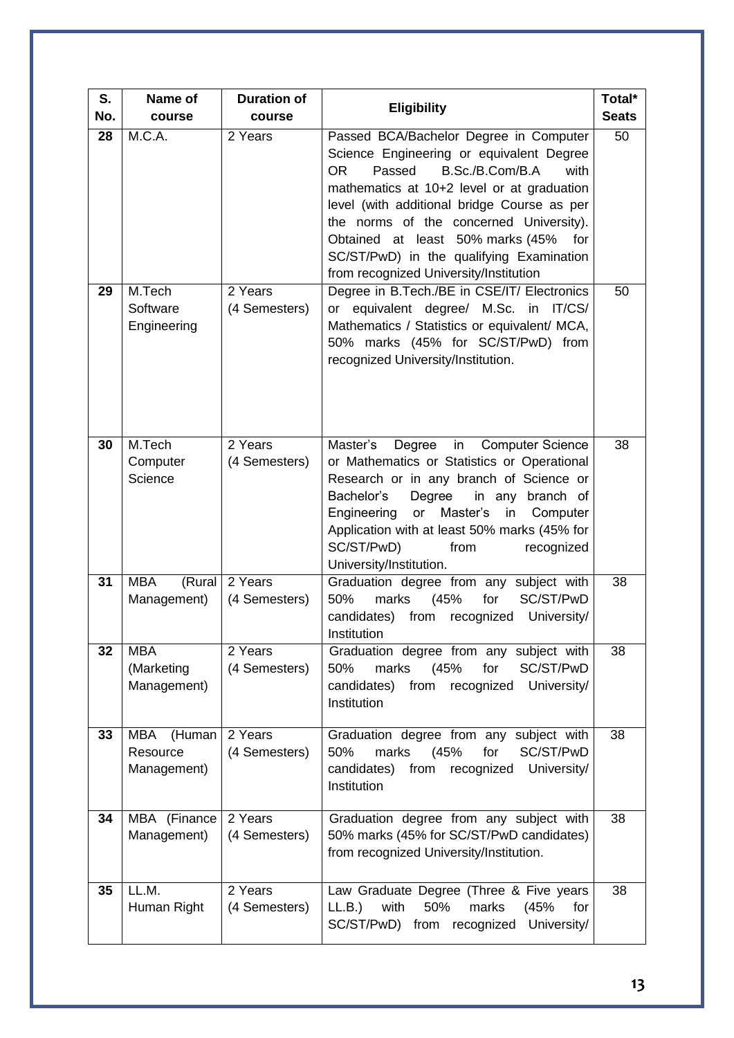| S. No. | Name of course | Duration of course | Eligibility | Total* Seats |
|---|---|---|---|---|
| 28 | M.C.A. | 2 Years | Passed BCA/Bachelor Degree in Computer Science Engineering or equivalent Degree OR Passed B.Sc./B.Com/B.A with mathematics at 10+2 level or at graduation level (with additional bridge Course as per the norms of the concerned University). Obtained at least 50% marks (45% for SC/ST/PwD) in the qualifying Examination from recognized University/Institution | 50 |
| 29 | M.Tech Software Engineering | 2 Years (4 Semesters) | Degree in B.Tech./BE in CSE/IT/ Electronics or equivalent degree/ M.Sc. in IT/CS/ Mathematics / Statistics or equivalent/ MCA, 50% marks (45% for SC/ST/PwD) from recognized University/Institution. | 50 |
| 30 | M.Tech Computer Science | 2 Years (4 Semesters) | Master's Degree in Computer Science or Mathematics or Statistics or Operational Research or in any branch of Science or Bachelor's Degree in any branch of Engineering or Master's in Computer Application with at least 50% marks (45% for SC/ST/PwD) from recognized University/Institution. | 38 |
| 31 | MBA (Rural Management) | 2 Years (4 Semesters) | Graduation degree from any subject with 50% marks (45% for SC/ST/PwD candidates) from recognized University/ Institution | 38 |
| 32 | MBA (Marketing Management) | 2 Years (4 Semesters) | Graduation degree from any subject with 50% marks (45% for SC/ST/PwD candidates) from recognized University/ Institution | 38 |
| 33 | MBA (Human Resource Management) | 2 Years (4 Semesters) | Graduation degree from any subject with 50% marks (45% for SC/ST/PwD candidates) from recognized University/ Institution | 38 |
| 34 | MBA (Finance Management) | 2 Years (4 Semesters) | Graduation degree from any subject with 50% marks (45% for SC/ST/PwD candidates) from recognized University/Institution. | 38 |
| 35 | LL.M. Human Right | 2 Years (4 Semesters) | Law Graduate Degree (Three & Five years LL.B.) with 50% marks (45% for SC/ST/PwD) from recognized University/ | 38 |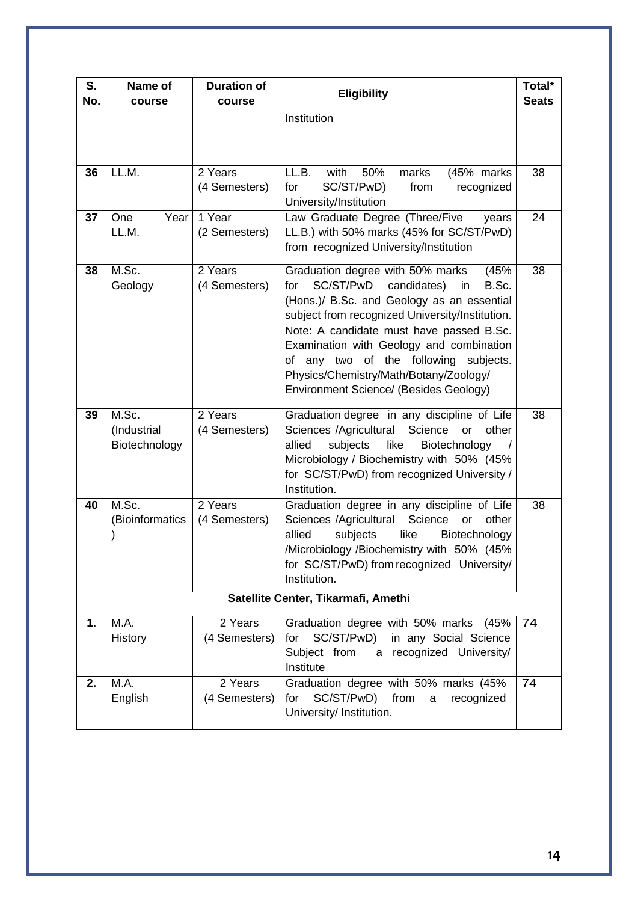| S. No. | Name of course | Duration of course | Eligibility | Total* Seats |
|---|---|---|---|---|
| | | | Institution | |
| 36 | LL.M. | 2 Years (4 Semesters) | LL.B. with 50% marks (45% marks for SC/ST/PwD) from recognized University/Institution | 38 |
| 37 | One Year LL.M. | 1 Year (2 Semesters) | Law Graduate Degree (Three/Five years LL.B.) with 50% marks (45% for SC/ST/PwD) from recognized University/Institution | 24 |
| 38 | M.Sc. Geology | 2 Years (4 Semesters) | Graduation degree with 50% marks (45% for SC/ST/PwD candidates) in B.Sc. (Hons.)/ B.Sc. and Geology as an essential subject from recognized University/Institution. Note: A candidate must have passed B.Sc. Examination with Geology and combination of any two of the following subjects. Physics/Chemistry/Math/Botany/Zoology/ Environment Science/ (Besides Geology) | 38 |
| 39 | M.Sc. (Industrial Biotechnology | 2 Years (4 Semesters) | Graduation degree in any discipline of Life Sciences /Agricultural Science or other allied subjects like Biotechnology / Microbiology / Biochemistry with 50% (45% for SC/ST/PwD) from recognized University / Institution. | 38 |
| 40 | M.Sc. (Bioinformatics ) | 2 Years (4 Semesters) | Graduation degree in any discipline of Life Sciences /Agricultural Science or other allied subjects like Biotechnology /Microbiology /Biochemistry with 50% (45% for SC/ST/PwD) from recognized University/ Institution. | 38 |
| **Satellite Center, Tikarmafi, Amethi** | | | | |
| 1. | M.A. History | 2 Years (4 Semesters) | Graduation degree with 50% marks (45% for SC/ST/PwD) in any Social Science Subject from a recognized University/ Institute | 74 |
| 2. | M.A. English | 2 Years (4 Semesters) | Graduation degree with 50% marks (45% for SC/ST/PwD) from a recognized University/ Institution. | 74 |